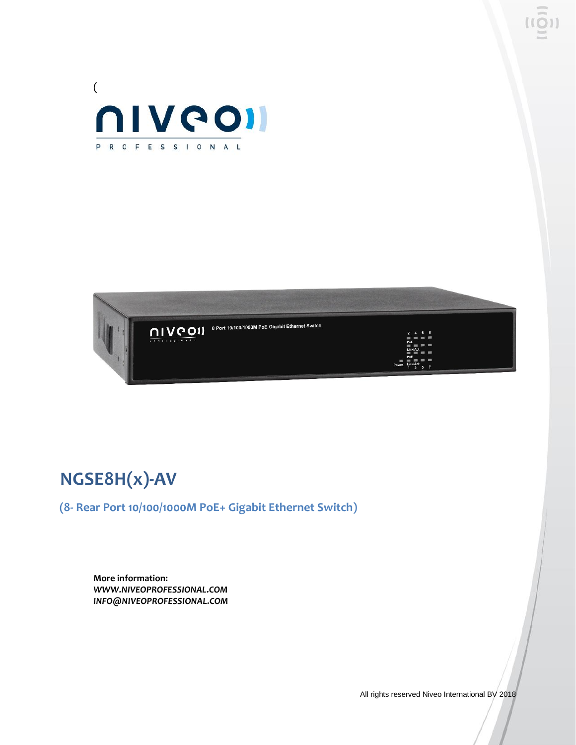(

# NGSE8H(x)-AV

## (8- Rear Port 10/100/1000M PoE+ Gigabit Ethernet Switch)

**More information:**
***WWW.NIVEOPROFESSIONAL.COM***
***INFO@NIVEOPROFESSIONAL.COM***

All rights reserved Niveo International BV 2018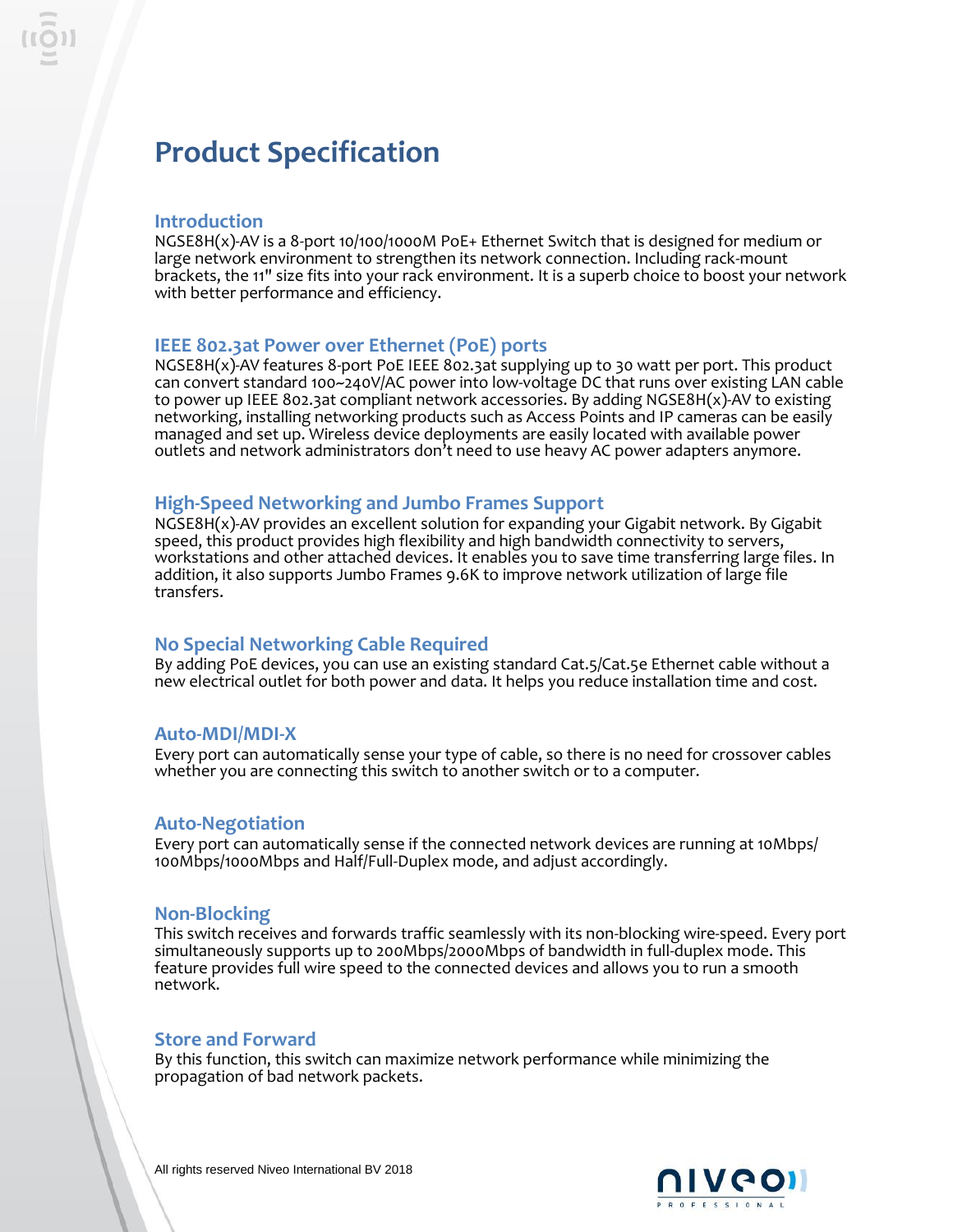# Product Specification

## Introduction

NGSE8H(x)-AV is a 8-port 10/100/1000M PoE+ Ethernet Switch that is designed for medium or large network environment to strengthen its network connection. Including rack-mount brackets, the 11" size fits into your rack environment. It is a superb choice to boost your network with better performance and efficiency.

## IEEE 802.3at Power over Ethernet (PoE) ports

NGSE8H(x)-AV features 8-port PoE IEEE 802.3at supplying up to 30 watt per port. This product can convert standard 100~240V/AC power into low-voltage DC that runs over existing LAN cable to power up IEEE 802.3at compliant network accessories. By adding NGSE8H(x)-AV to existing networking, installing networking products such as Access Points and IP cameras can be easily managed and set up. Wireless device deployments are easily located with available power outlets and network administrators don't need to use heavy AC power adapters anymore.

## High-Speed Networking and Jumbo Frames Support

NGSE8H(x)-AV provides an excellent solution for expanding your Gigabit network. By Gigabit speed, this product provides high flexibility and high bandwidth connectivity to servers, workstations and other attached devices. It enables you to save time transferring large files. In addition, it also supports Jumbo Frames 9.6K to improve network utilization of large file transfers.

## No Special Networking Cable Required

By adding PoE devices, you can use an existing standard Cat.5/Cat.5e Ethernet cable without a new electrical outlet for both power and data. It helps you reduce installation time and cost.

## Auto-MDI/MDI-X

Every port can automatically sense your type of cable, so there is no need for crossover cables whether you are connecting this switch to another switch or to a computer.

## Auto-Negotiation

Every port can automatically sense if the connected network devices are running at 10Mbps/100Mbps/1000Mbps and Half/Full-Duplex mode, and adjust accordingly.

## Non-Blocking

This switch receives and forwards traffic seamlessly with its non-blocking wire-speed. Every port simultaneously supports up to 200Mbps/2000Mbps of bandwidth in full-duplex mode. This feature provides full wire speed to the connected devices and allows you to run a smooth network.

## Store and Forward

By this function, this switch can maximize network performance while minimizing the propagation of bad network packets.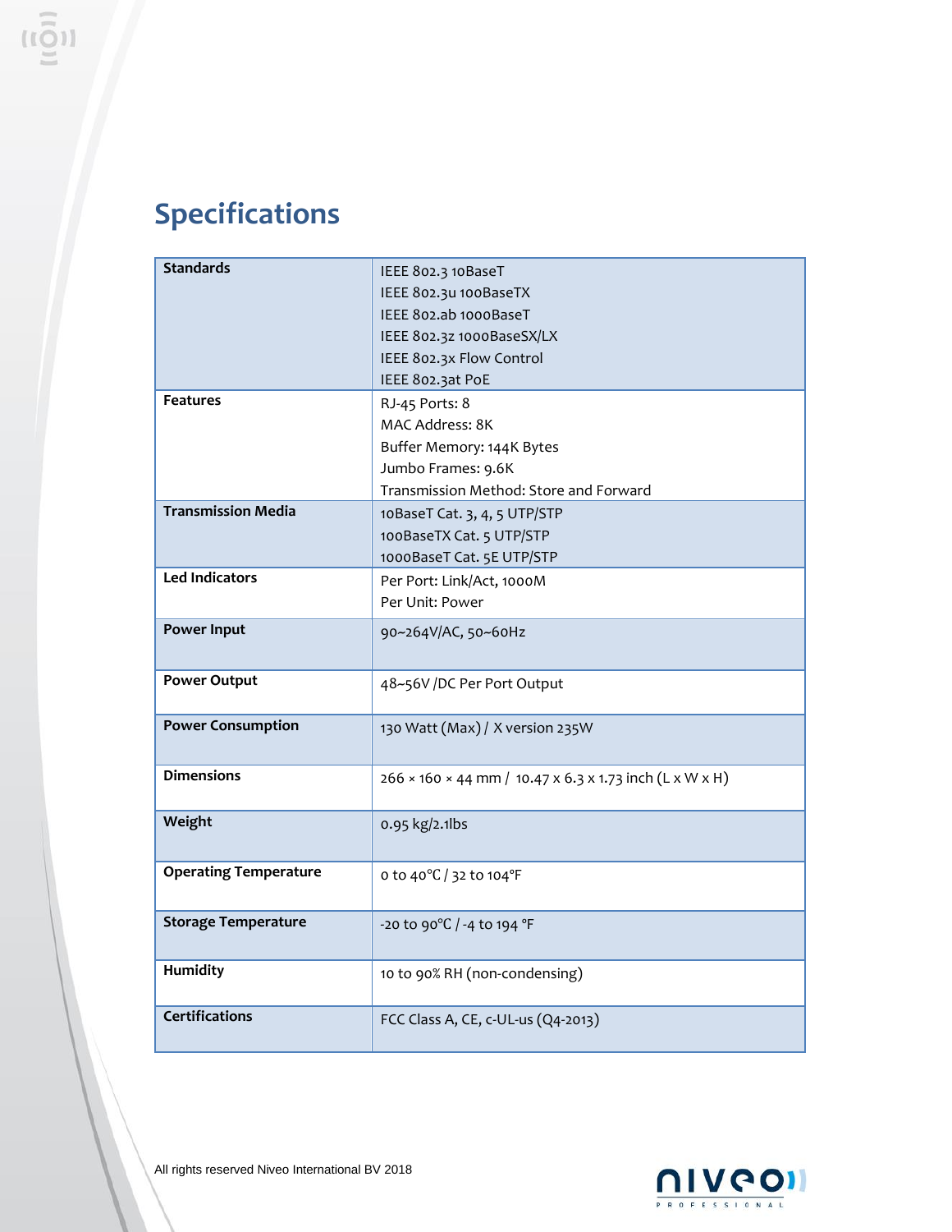# Specifications

| | |
|---|---|
| **Standards** | IEEE 802.3 10BaseT<br>IEEE 802.3u 100BaseTX<br>IEEE 802.ab 1000BaseT<br>IEEE 802.3z 1000BaseSX/LX<br>IEEE 802.3x Flow Control<br>IEEE 802.3at PoE |
| **Features** | RJ-45 Ports: 8<br>MAC Address: 8K<br>Buffer Memory: 144K Bytes<br>Jumbo Frames: 9.6K<br>Transmission Method: Store and Forward |
| **Transmission Media** | 10BaseT Cat. 3, 4, 5 UTP/STP<br>100BaseTX Cat. 5 UTP/STP<br>1000BaseT Cat. 5E UTP/STP |
| **Led Indicators** | Per Port: Link/Act, 1000M<br>Per Unit: Power |
| **Power Input** | 90~264V/AC, 50~60Hz |
| **Power Output** | 48~56V /DC Per Port Output |
| **Power Consumption** | 130 Watt (Max) / X version 235W |
| **Dimensions** | 266 × 160 × 44 mm / 10.47 x 6.3 x 1.73 inch (L x W x H) |
| **Weight** | 0.95 kg/2.1lbs |
| **Operating Temperature** | 0 to 40°C / 32 to 104°F |
| **Storage Temperature** | -20 to 90°C / -4 to 194 °F |
| **Humidity** | 10 to 90% RH (non-condensing) |
| **Certifications** | FCC Class A, CE, c-UL-us (Q4-2013) |

All rights reserved Niveo International BV 2018